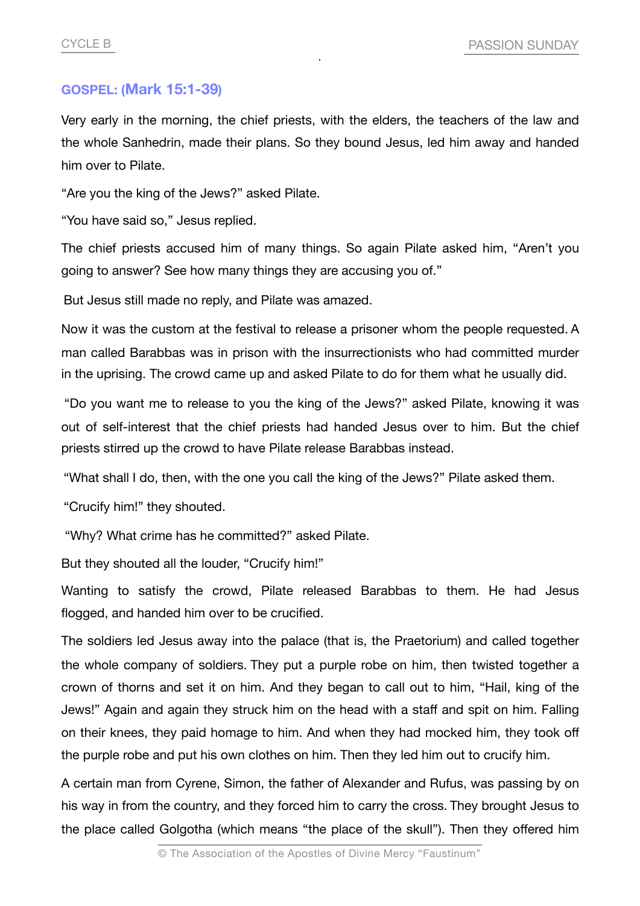## GOSPEL: (Mark 15:1-39)

Very early in the morning, the chief priests, with the elders, the teachers of the law and the whole Sanhedrin, made their plans. So they bound Jesus, led him away and handed him over to Pilate.

"Are you the king of the Jews?" asked Pilate.

"You have said so," Jesus replied.

The chief priests accused him of many things. So again Pilate asked him, "Aren't you going to answer? See how many things they are accusing you of."

But Jesus still made no reply, and Pilate was amazed.

Now it was the custom at the festival to release a prisoner whom the people requested. A man called Barabbas was in prison with the insurrectionists who had committed murder in the uprising. The crowd came up and asked Pilate to do for them what he usually did.

"Do you want me to release to you the king of the Jews?" asked Pilate, knowing it was out of self-interest that the chief priests had handed Jesus over to him. But the chief priests stirred up the crowd to have Pilate release Barabbas instead.

"What shall I do, then, with the one you call the king of the Jews?" Pilate asked them.

"Crucify him!" they shouted.

"Why? What crime has he committed?" asked Pilate.

But they shouted all the louder, "Crucify him!"

Wanting to satisfy the crowd, Pilate released Barabbas to them. He had Jesus flogged, and handed him over to be crucified.

The soldiers led Jesus away into the palace (that is, the Praetorium) and called together the whole company of soldiers. They put a purple robe on him, then twisted together a crown of thorns and set it on him. And they began to call out to him, "Hail, king of the Jews!" Again and again they struck him on the head with a staff and spit on him. Falling on their knees, they paid homage to him. And when they had mocked him, they took off the purple robe and put his own clothes on him. Then they led him out to crucify him.

A certain man from Cyrene, Simon, the father of Alexander and Rufus, was passing by on his way in from the country, and they forced him to carry the cross. They brought Jesus to the place called Golgotha (which means "the place of the skull"). Then they offered him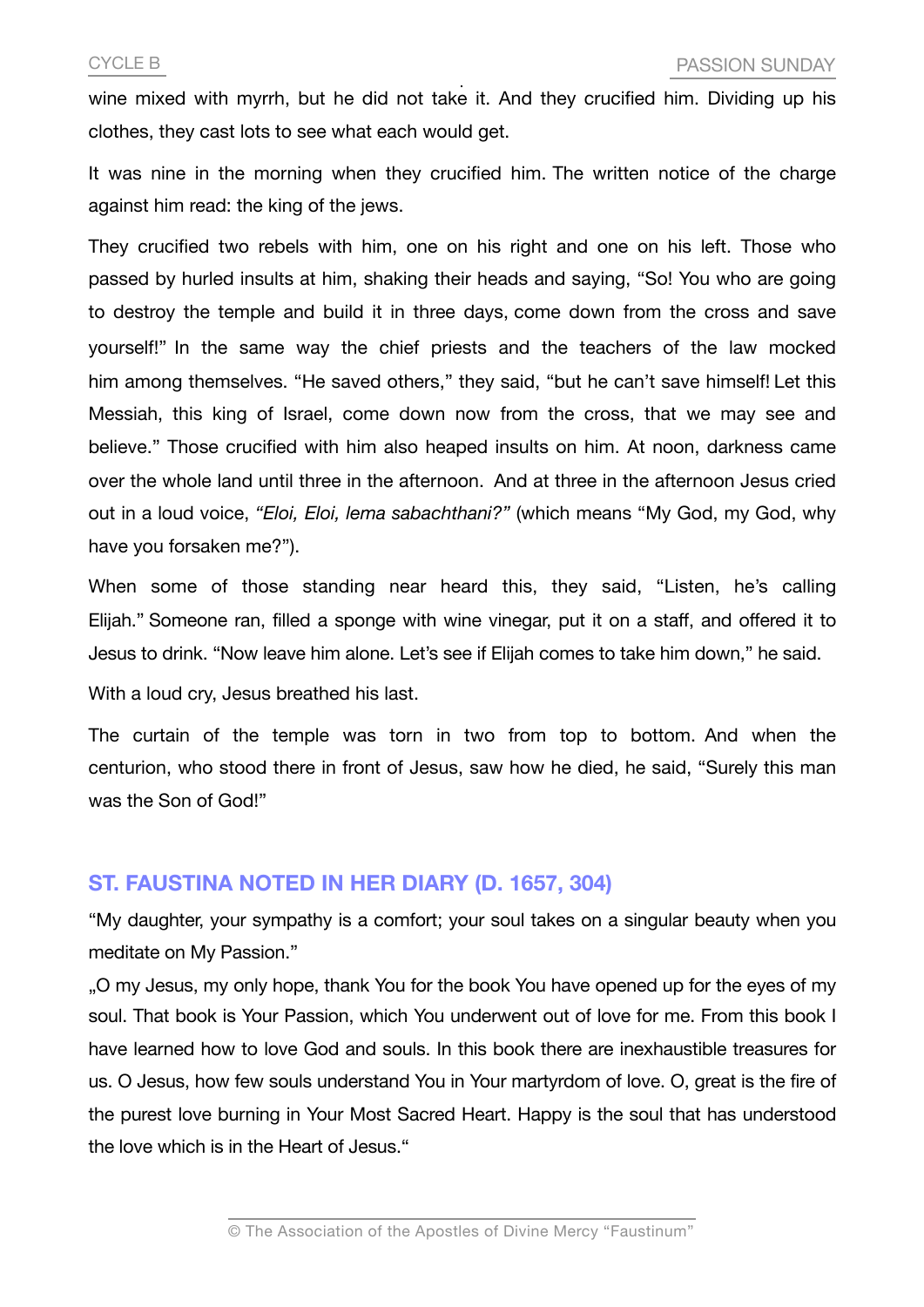wine mixed with myrrh, but he did not take it. And they crucified him. Dividing up his clothes, they cast lots to see what each would get.

It was nine in the morning when they crucified him. The written notice of the charge against him read: the king of the jews.

They crucified two rebels with him, one on his right and one on his left. Those who passed by hurled insults at him, shaking their heads and saying, "So! You who are going to destroy the temple and build it in three days, come down from the cross and save yourself!" In the same way the chief priests and the teachers of the law mocked him among themselves. "He saved others," they said, "but he can't save himself! Let this Messiah, this king of Israel, come down now from the cross, that we may see and believe." Those crucified with him also heaped insults on him. At noon, darkness came over the whole land until three in the afternoon. And at three in the afternoon Jesus cried out in a loud voice, *"Eloi, Eloi, lema sabachthani?"* (which means "My God, my God, why have you forsaken me?").

When some of those standing near heard this, they said, "Listen, he's calling Elijah." Someone ran, filled a sponge with wine vinegar, put it on a staff, and offered it to Jesus to drink. "Now leave him alone. Let's see if Elijah comes to take him down," he said.

With a loud cry, Jesus breathed his last.

The curtain of the temple was torn in two from top to bottom. And when the centurion, who stood there in front of Jesus, saw how he died, he said, "Surely this man was the Son of God!"

## ST. FAUSTINA NOTED IN HER DIARY (D. 1657, 304)

"My daughter, your sympathy is a comfort; your soul takes on a singular beauty when you meditate on My Passion."

„O my Jesus, my only hope, thank You for the book You have opened up for the eyes of my soul. That book is Your Passion, which You underwent out of love for me. From this book I have learned how to love God and souls. In this book there are inexhaustible treasures for us. O Jesus, how few souls understand You in Your martyrdom of love. O, great is the fire of the purest love burning in Your Most Sacred Heart. Happy is the soul that has understood the love which is in the Heart of Jesus."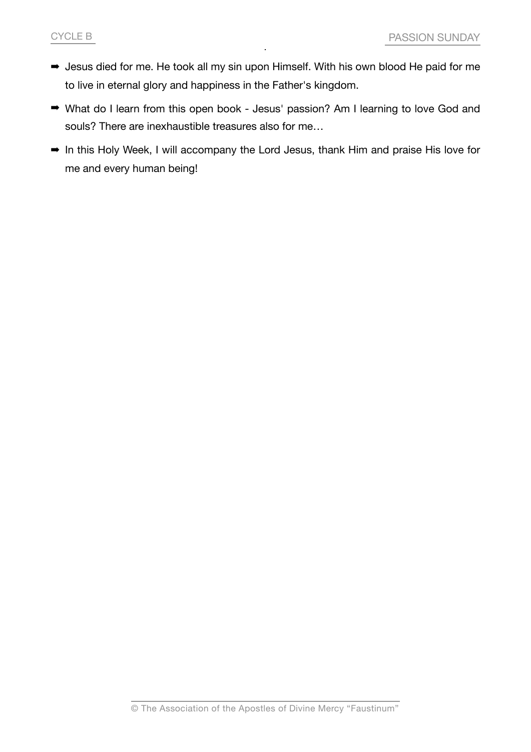- ➡ Jesus died for me. He took all my sin upon Himself. With his own blood He paid for me to live in eternal glory and happiness in the Father's kingdom.
- ➡ What do I learn from this open book - Jesus' passion? Am I learning to love God and souls? There are inexhaustible treasures also for me…
- ➡ In this Holy Week, I will accompany the Lord Jesus, thank Him and praise His love for me and every human being!